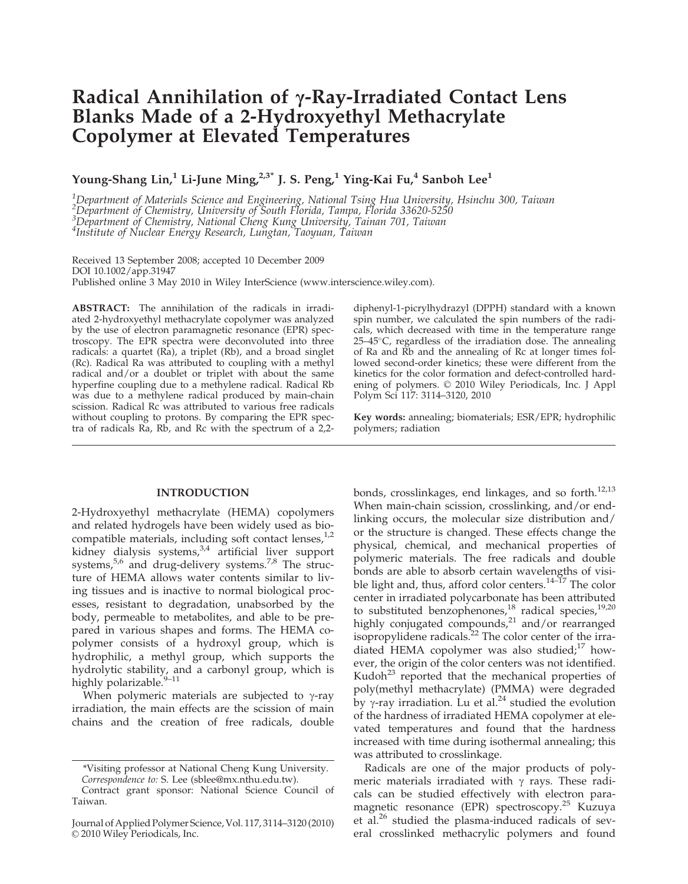# Radical Annihilation of γ-Ray-Irradiated Contact Lens Blanks Made of a 2-Hydroxyethyl Methacrylate Copolymer at Elevated Temperatures

**Young-Shang Lin,[1] Li-June Ming,[2,3*] J. S. Peng,[1] Ying-Kai Fu,[4] Sanboh Lee[1]**

[1]*Department of Materials Science and Engineering, National Tsing Hua University, Hsinchu 300, Taiwan*
[2]*Department of Chemistry, University of South Florida, Tampa, Florida 33620-5250*
[3]*Department of Chemistry, National Cheng Kung University, Tainan 701, Taiwan*
[4]*Institute of Nuclear Energy Research, Lungtan, Taoyuan, Taiwan*

Received 13 September 2008; accepted 10 December 2009
DOI 10.1002/app.31947
Published online 3 May 2010 in Wiley InterScience (www.interscience.wiley.com).

**ABSTRACT:** The annihilation of the radicals in irradiated 2-hydroxyethyl methacrylate copolymer was analyzed by the use of electron paramagnetic resonance (EPR) spectroscopy. The EPR spectra were deconvoluted into three radicals: a quartet (Ra), a triplet (Rb), and a broad singlet (Rc). Radical Ra was attributed to coupling with a methyl radical and/or a doublet or triplet with about the same hyperfine coupling due to a methylene radical. Radical Rb was due to a methylene radical produced by main-chain scission. Radical Rc was attributed to various free radicals without coupling to protons. By comparing the EPR spectra of radicals Ra, Rb, and Rc with the spectrum of a 2,2-diphenyl-1-picrylhydrazyl (DPPH) standard with a known spin number, we calculated the spin numbers of the radicals, which decreased with time in the temperature range 25–45°C, regardless of the irradiation dose. The annealing of Ra and Rb and the annealing of Rc at longer times followed second-order kinetics; these were different from the kinetics for the color formation and defect-controlled hardening of polymers. © 2010 Wiley Periodicals, Inc. J Appl Polym Sci 117: 3114–3120, 2010

**Key words:** annealing; biomaterials; ESR/EPR; hydrophilic polymers; radiation

## INTRODUCTION

2-Hydroxyethyl methacrylate (HEMA) copolymers and related hydrogels have been widely used as biocompatible materials, including soft contact lenses,[1,2] kidney dialysis systems,[3,4] artificial liver support systems,[5,6] and drug-delivery systems.[7,8] The structure of HEMA allows water contents similar to living tissues and is inactive to normal biological processes, resistant to degradation, unabsorbed by the body, permeable to metabolites, and able to be prepared in various shapes and forms. The HEMA copolymer consists of a hydroxyl group, which is hydrophilic, a methyl group, which supports the hydrolytic stability, and a carbonyl group, which is highly polarizable.[9–11]

When polymeric materials are subjected to γ-ray irradiation, the main effects are the scission of main chains and the creation of free radicals, double bonds, crosslinkages, end linkages, and so forth.[12,13] When main-chain scission, crosslinking, and/or end-linking occurs, the molecular size distribution and/or the structure is changed. These effects change the physical, chemical, and mechanical properties of polymeric materials. The free radicals and double bonds are able to absorb certain wavelengths of visible light and, thus, afford color centers.[14–17] The color center in irradiated polycarbonate has been attributed to substituted benzophenones,[18] radical species,[19,20] highly conjugated compounds,[21] and/or rearranged isopropylidene radicals.[22] The color center of the irradiated HEMA copolymer was also studied;[17] however, the origin of the color centers was not identified. Kudoh[23] reported that the mechanical properties of poly(methyl methacrylate) (PMMA) were degraded by γ-ray irradiation. Lu et al.[24] studied the evolution of the hardness of irradiated HEMA copolymer at elevated temperatures and found that the hardness increased with time during isothermal annealing; this was attributed to crosslinkage.

Radicals are one of the major products of polymeric materials irradiated with γ rays. These radicals can be studied effectively with electron paramagnetic resonance (EPR) spectroscopy.[25] Kuzuya et al.[26] studied the plasma-induced radicals of several crosslinked methacrylic polymers and found

*Visiting professor at National Cheng Kung University.
*Correspondence to:* S. Lee (sblee@mx.nthu.edu.tw).
Contract grant sponsor: National Science Council of Taiwan.

Journal of Applied Polymer Science, Vol. 117, 3114–3120 (2010)
© 2010 Wiley Periodicals, Inc.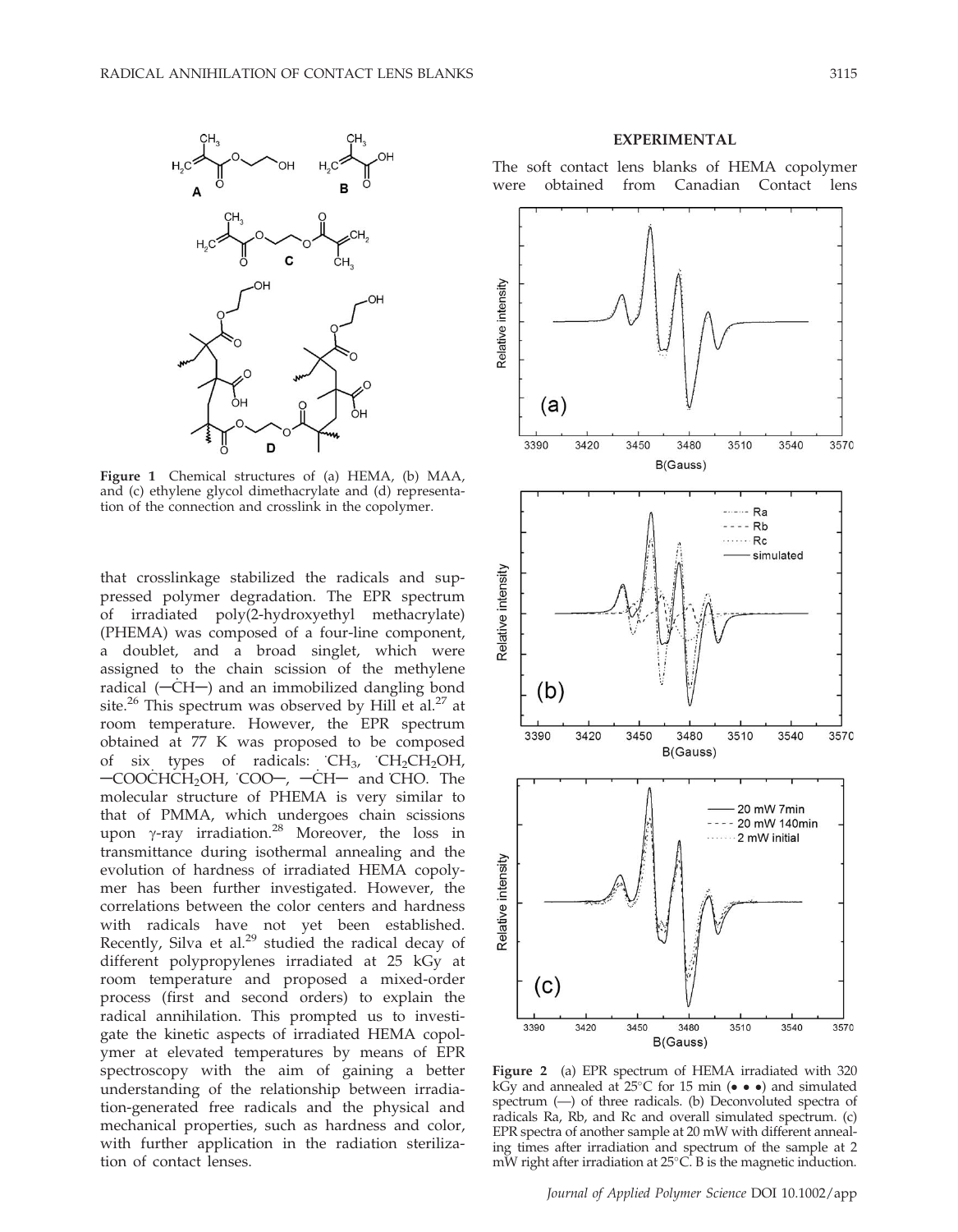Figure 1 Chemical structures of (a) HEMA, (b) MAA, and (c) ethylene glycol dimethacrylate and (d) representation of the connection and crosslink in the copolymer.

that crosslinkage stabilized the radicals and suppressed polymer degradation. The EPR spectrum of irradiated poly(2-hydroxyethyl methacrylate) (PHEMA) was composed of a four-line component, a doublet, and a broad singlet, which were assigned to the chain scission of the methylene radical (—ĊH—) and an immobilized dangling bond site.[26] This spectrum was observed by Hill et al.[27] at room temperature. However, the EPR spectrum obtained at 77 K was proposed to be composed of six types of radicals: $\dot{C}H_3$, $\dot{C}H_2CH_2OH$, $—COO\dot{C}HCH_2OH$, $\dot{C}OO—$, —ĊH— and ĊHO. The molecular structure of PHEMA is very similar to that of PMMA, which undergoes chain scissions upon γ-ray irradiation.[28] Moreover, the loss in transmittance during isothermal annealing and the evolution of hardness of irradiated HEMA copolymer has been further investigated. However, the correlations between the color centers and hardness with radicals have not yet been established. Recently, Silva et al.[29] studied the radical decay of different polypropylenes irradiated at 25 kGy at room temperature and proposed a mixed-order process (first and second orders) to explain the radical annihilation. This prompted us to investigate the kinetic aspects of irradiated HEMA copolymer at elevated temperatures by means of EPR spectroscopy with the aim of gaining a better understanding of the relationship between irradiation-generated free radicals and the physical and mechanical properties, such as hardness and color, with further application in the radiation sterilization of contact lenses.

## EXPERIMENTAL

The soft contact lens blanks of HEMA copolymer were obtained from Canadian Contact lens

Relative intensity
(a)
3390 3420 3450 3480 3510 3540 3570
B(Gauss)

Relative intensity
Ra
Rb
Rc
simulated
(b)
3390 3420 3450 3480 3510 3540 3570
B(Gauss)

Relative intensity
20 mW 7min
20 mW 140min
2 mW initial
(c)
3390 3420 3450 3480 3510 3540 3570
B(Gauss)

Figure 2 (a) EPR spectrum of HEMA irradiated with 320 kGy and annealed at 25°C for 15 min (• • •) and simulated spectrum (—) of three radicals. (b) Deconvoluted spectra of radicals Ra, Rb, and Rc and overall simulated spectrum. (c) EPR spectra of another sample at 20 mW with different annealing times after irradiation and spectrum of the sample at 2 mW right after irradiation at 25°C. B is the magnetic induction.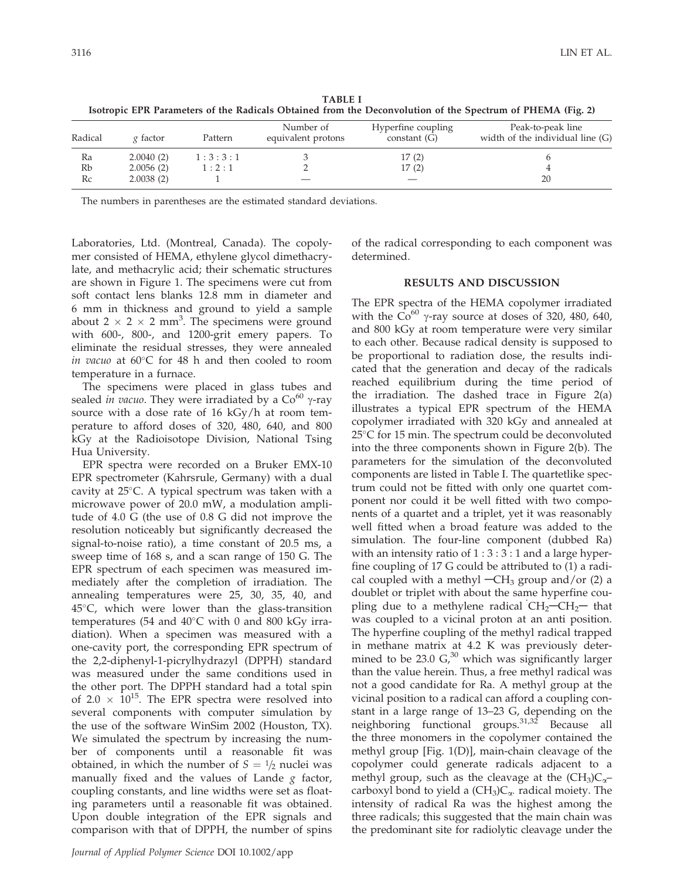**TABLE I**
**Isotropic EPR Parameters of the Radicals Obtained from the Deconvolution of the Spectrum of PHEMA (Fig. 2)**

| Radical | $g$ factor | Pattern | Number of equivalent protons | Hyperfine coupling constant (G) | Peak-to-peak line width of the individual line (G) |
|---|---|---|---|---|---|
| Ra | 2.0040 (2) | 1 : 3 : 3 : 1 | 3 | 17 (2) | 6 |
| Rb | 2.0056 (2) | 1 : 2 : 1 | 2 | 17 (2) | 4 |
| Rc | 2.0038 (2) | 1 | — | — | 20 |

The numbers in parentheses are the estimated standard deviations.

Laboratories, Ltd. (Montreal, Canada). The copolymer consisted of HEMA, ethylene glycol dimethacrylate, and methacrylic acid; their schematic structures are shown in Figure 1. The specimens were cut from soft contact lens blanks 12.8 mm in diameter and 6 mm in thickness and ground to yield a sample about $2 \times 2 \times 2$ mm$^3$. The specimens were ground with 600-, 800-, and 1200-grit emery papers. To eliminate the residual stresses, they were annealed *in vacuo* at 60°C for 48 h and then cooled to room temperature in a furnace.

The specimens were placed in glass tubes and sealed *in vacuo*. They were irradiated by a $Co^{60}$ γ-ray source with a dose rate of 16 kGy/h at room temperature to afford doses of 320, 480, 640, and 800 kGy at the Radioisotope Division, National Tsing Hua University.

EPR spectra were recorded on a Bruker EMX-10 EPR spectrometer (Kahrsrule, Germany) with a dual cavity at 25°C. A typical spectrum was taken with a microwave power of 20.0 mW, a modulation amplitude of 4.0 G (the use of 0.8 G did not improve the resolution noticeably but significantly decreased the signal-to-noise ratio), a time constant of 20.5 ms, a sweep time of 168 s, and a scan range of 150 G. The EPR spectrum of each specimen was measured immediately after the completion of irradiation. The annealing temperatures were 25, 30, 35, 40, and 45°C, which were lower than the glass-transition temperatures (54 and 40°C with 0 and 800 kGy irradiation). When a specimen was measured with a one-cavity port, the corresponding EPR spectrum of the 2,2-diphenyl-1-picrylhydrazyl (DPPH) standard was measured under the same conditions used in the other port. The DPPH standard had a total spin of $2.0 \times 10^{15}$. The EPR spectra were resolved into several components with computer simulation by the use of the software WinSim 2002 (Houston, TX). We simulated the spectrum by increasing the number of components until a reasonable fit was obtained, in which the number of $S = 1/2$ nuclei was manually fixed and the values of Lande $g$ factor, coupling constants, and line widths were set as floating parameters until a reasonable fit was obtained. Upon double integration of the EPR signals and comparison with that of DPPH, the number of spins of the radical corresponding to each component was determined.

## RESULTS AND DISCUSSION

The EPR spectra of the HEMA copolymer irradiated with the $Co^{60}$ γ-ray source at doses of 320, 480, 640, and 800 kGy at room temperature were very similar to each other. Because radical density is supposed to be proportional to radiation dose, the results indicated that the generation and decay of the radicals reached equilibrium during the time period of the irradiation. The dashed trace in Figure 2(a) illustrates a typical EPR spectrum of the HEMA copolymer irradiated with 320 kGy and annealed at 25°C for 15 min. The spectrum could be deconvoluted into the three components shown in Figure 2(b). The parameters for the simulation of the deconvoluted components are listed in Table I. The quartetlike spectrum could not be fitted with only one quartet component nor could it be well fitted with two components of a quartet and a triplet, yet it was reasonably well fitted when a broad feature was added to the simulation. The four-line component (dubbed Ra) with an intensity ratio of 1 : 3 : 3 : 1 and a large hyperfine coupling of 17 G could be attributed to (1) a radical coupled with a methyl —$CH_3$ group and/or (2) a doublet or triplet with about the same hyperfine coupling due to a methylene radical $\dot{C}H_2$—$CH_2$— that was coupled to a vicinal proton at an anti position. The hyperfine coupling of the methyl radical trapped in methane matrix at 4.2 K was previously determined to be 23.0 G,[30] which was significantly larger than the value herein. Thus, a free methyl radical was not a good candidate for Ra. A methyl group at the vicinal position to a radical can afford a coupling constant in a large range of 13–23 G, depending on the neighboring functional groups.[31,32] Because all the three monomers in the copolymer contained the methyl group [Fig. 1(D)], main-chain cleavage of the copolymer could generate radicals adjacent to a methyl group, such as the cleavage at the $(CH_3)C_\alpha$–carboxyl bond to yield a $(CH_3)C_\alpha$. radical moiety. The intensity of radical Ra was the highest among the three radicals; this suggested that the main chain was the predominant site for radiolytic cleavage under the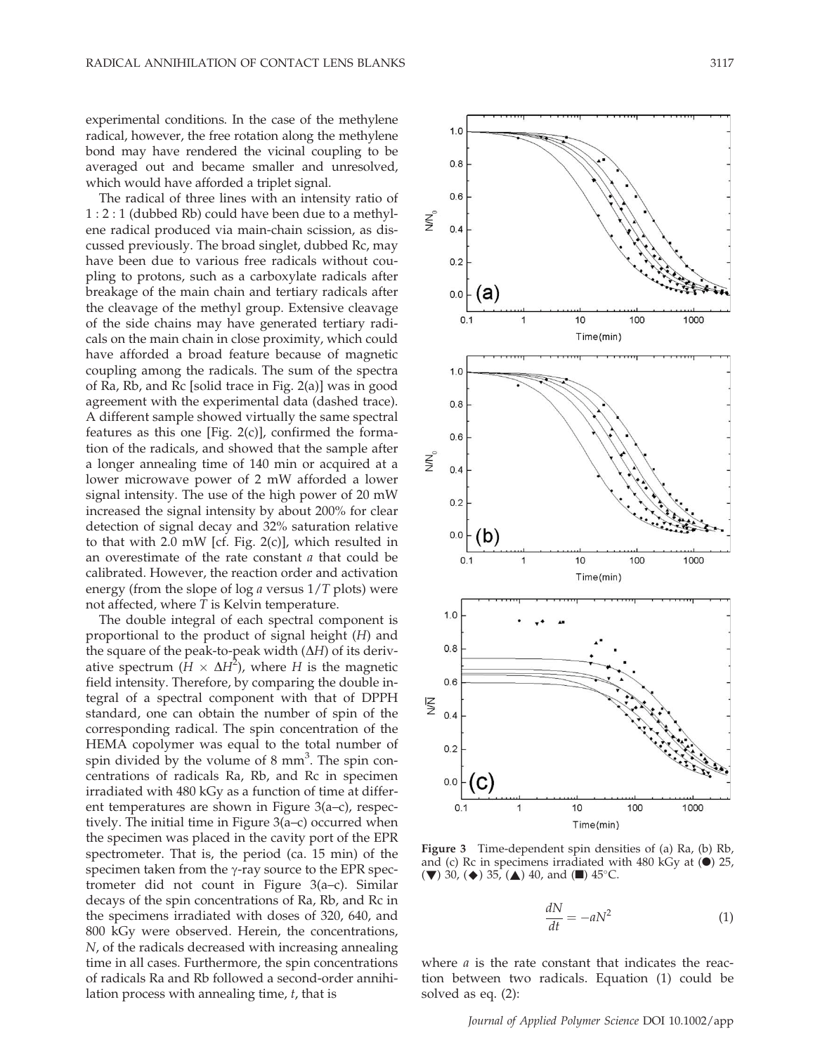experimental conditions. In the case of the methylene radical, however, the free rotation along the methylene bond may have rendered the vicinal coupling to be averaged out and became smaller and unresolved, which would have afforded a triplet signal.

The radical of three lines with an intensity ratio of 1 : 2 : 1 (dubbed Rb) could have been due to a methylene radical produced via main-chain scission, as discussed previously. The broad singlet, dubbed Rc, may have been due to various free radicals without coupling to protons, such as a carboxylate radicals after breakage of the main chain and tertiary radicals after the cleavage of the methyl group. Extensive cleavage of the side chains may have generated tertiary radicals on the main chain in close proximity, which could have afforded a broad feature because of magnetic coupling among the radicals. The sum of the spectra of Ra, Rb, and Rc [solid trace in Fig. 2(a)] was in good agreement with the experimental data (dashed trace). A different sample showed virtually the same spectral features as this one [Fig. 2(c)], confirmed the formation of the radicals, and showed that the sample after a longer annealing time of 140 min or acquired at a lower microwave power of 2 mW afforded a lower signal intensity. The use of the high power of 20 mW increased the signal intensity by about 200% for clear detection of signal decay and 32% saturation relative to that with 2.0 mW [cf. Fig. 2(c)], which resulted in an overestimate of the rate constant $a$ that could be calibrated. However, the reaction order and activation energy (from the slope of log $a$ versus $1/T$ plots) were not affected, where $T$ is Kelvin temperature.

The double integral of each spectral component is proportional to the product of signal height ($H$) and the square of the peak-to-peak width ($\Delta H$) of its derivative spectrum ($H \times \Delta H^2$), where $H$ is the magnetic field intensity. Therefore, by comparing the double integral of a spectral component with that of DPPH standard, one can obtain the number of spin of the corresponding radical. The spin concentration of the HEMA copolymer was equal to the total number of spin divided by the volume of 8 mm$^3$. The spin concentrations of radicals Ra, Rb, and Rc in specimen irradiated with 480 kGy as a function of time at different temperatures are shown in Figure 3(a–c), respectively. The initial time in Figure 3(a–c) occurred when the specimen was placed in the cavity port of the EPR spectrometer. That is, the period (ca. 15 min) of the specimen taken from the γ-ray source to the EPR spectrometer did not count in Figure 3(a–c). Similar decays of the spin concentrations of Ra, Rb, and Rc in the specimens irradiated with doses of 320, 640, and 800 kGy were observed. Herein, the concentrations, $N$, of the radicals decreased with increasing annealing time in all cases. Furthermore, the spin concentrations of radicals Ra and Rb followed a second-order annihilation process with annealing time, $t$, that is

(a)

$N/N_0$

1.0
0.8
0.6
0.4
0.2
0.0

0.1 1 10 100 1000

Time(min)

(b)

$N/N_0$

1.0
0.8
0.6
0.4
0.2
0.0

0.1 1 10 100 1000

Time(min)

(c)

$N/\bar{N}$

1.0
0.8
0.6
0.4
0.2
0.0

0.1 1 10 100 1000

Time(min)

**Figure 3** Time-dependent spin densities of (a) Ra, (b) Rb, and (c) Rc in specimens irradiated with 480 kGy at (●) 25, (▼) 30, (◆) 35, (▲) 40, and (■) 45°C.

$$\frac{dN}{dt} = -aN^2 \tag{1}$$

where $a$ is the rate constant that indicates the reaction between two radicals. Equation (1) could be solved as eq. (2):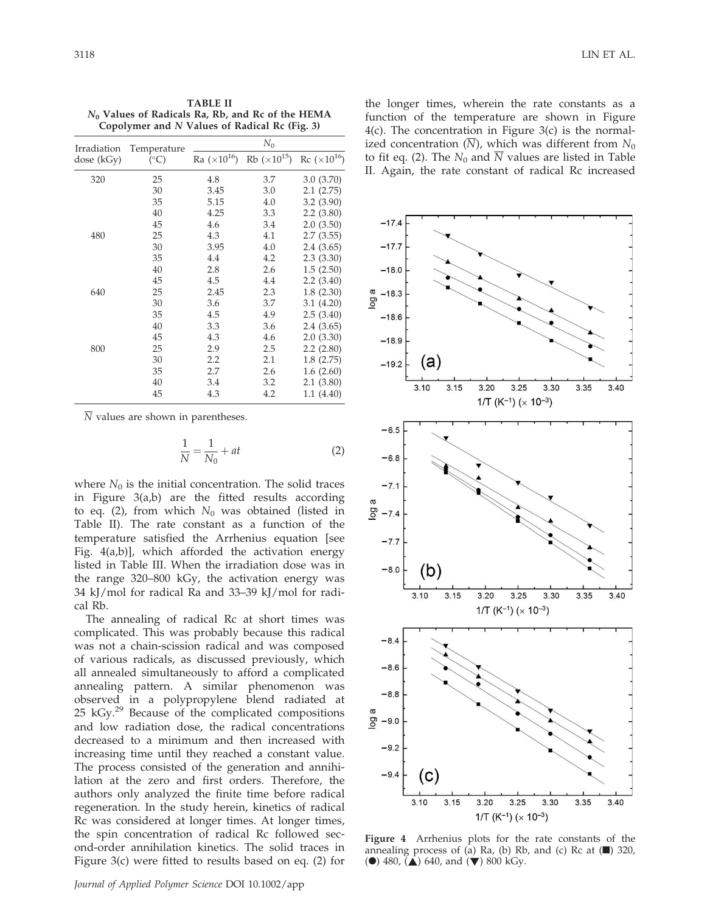**TABLE II**
**$N_0$ Values of Radicals Ra, Rb, and Rc of the HEMA Copolymer and $N$ Values of Radical Rc (Fig. 3)**

| Irradiation dose (kGy) | Temperature (°C) | $N_0$ | | |
|---|---|---|---|---|
| | | Ra ($\times 10^{16}$) | Rb ($\times 10^{15}$) | Rc ($\times 10^{16}$) |
| 320 | 25 | 4.8 | 3.7 | 3.0 (3.70) |
| | 30 | 3.45 | 3.0 | 2.1 (2.75) |
| | 35 | 5.15 | 4.0 | 3.2 (3.90) |
| | 40 | 4.25 | 3.3 | 2.2 (3.80) |
| | 45 | 4.6 | 3.4 | 2.0 (3.50) |
| 480 | 25 | 4.3 | 4.1 | 2.7 (3.55) |
| | 30 | 3.95 | 4.0 | 2.4 (3.65) |
| | 35 | 4.4 | 4.2 | 2.3 (3.30) |
| | 40 | 2.8 | 2.6 | 1.5 (2.50) |
| | 45 | 4.5 | 4.4 | 2.2 (3.40) |
| 640 | 25 | 2.45 | 2.3 | 1.8 (2.30) |
| | 30 | 3.6 | 3.7 | 3.1 (4.20) |
| | 35 | 4.5 | 4.9 | 2.5 (3.40) |
| | 40 | 3.3 | 3.6 | 2.4 (3.65) |
| | 45 | 4.3 | 4.6 | 2.0 (3.30) |
| 800 | 25 | 2.9 | 2.5 | 2.2 (2.80) |
| | 30 | 2.2 | 2.1 | 1.8 (2.75) |
| | 35 | 2.7 | 2.6 | 1.6 (2.60) |
| | 40 | 3.4 | 3.2 | 2.1 (3.80) |
| | 45 | 4.3 | 4.2 | 1.1 (4.40) |

$\overline{N}$ values are shown in parentheses.

$$\frac{1}{N} = \frac{1}{N_0} + at \tag{2}$$

where $N_0$ is the initial concentration. The solid traces in Figure 3(a,b) are the fitted results according to eq. (2), from which $N_0$ was obtained (listed in Table II). The rate constant as a function of the temperature satisfied the Arrhenius equation [see Fig. 4(a,b)], which afforded the activation energy listed in Table III. When the irradiation dose was in the range 320–800 kGy, the activation energy was 34 kJ/mol for radical Ra and 33–39 kJ/mol for radical Rb.

The annealing of radical Rc at short times was complicated. This was probably because this radical was not a chain-scission radical and was composed of various radicals, as discussed previously, which all annealed simultaneously to afford a complicated annealing pattern. A similar phenomenon was observed in a polypropylene blend radiated at 25 kGy.[29] Because of the complicated compositions and low radiation dose, the radical concentrations decreased to a minimum and then increased with increasing time until they reached a constant value. The process consisted of the generation and annihilation at the zero and first orders. Therefore, the authors only analyzed the finite time before radical regeneration. In the study herein, kinetics of radical Rc was considered at longer times. At longer times, the spin concentration of radical Rc followed second-order annihilation kinetics. The solid traces in Figure 3(c) were fitted to results based on eq. (2) for the longer times, wherein the rate constants as a function of the temperature are shown in Figure 4(c). The concentration in Figure 3(c) is the normalized concentration ($\overline{N}$), which was different from $N_0$ to fit eq. (2). The $N_0$ and $\overline{N}$ values are listed in Table II. Again, the rate constant of radical Rc increased

(a)
log a
−17.4
−17.7
−18.0
−18.3
−18.6
−18.9
−19.2
3.10 3.15 3.20 3.25 3.30 3.35 3.40
1/T (K−1) (× 10−3)

(b)
log a
−6.5
−6.8
−7.1
−7.4
−7.7
−8.0
3.10 3.15 3.20 3.25 3.30 3.35 3.40
1/T (K−1) (× 10−3)

(c)
log a
−8.4
−8.6
−8.8
−9.0
−9.2
−9.4
3.10 3.15 3.20 3.25 3.30 3.35 3.40
1/T (K−1) (× 10−3)

**Figure 4** Arrhenius plots for the rate constants of the annealing process of (a) Ra, (b) Rb, and (c) Rc at (■) 320, (●) 480, (▲) 640, and (▼) 800 kGy.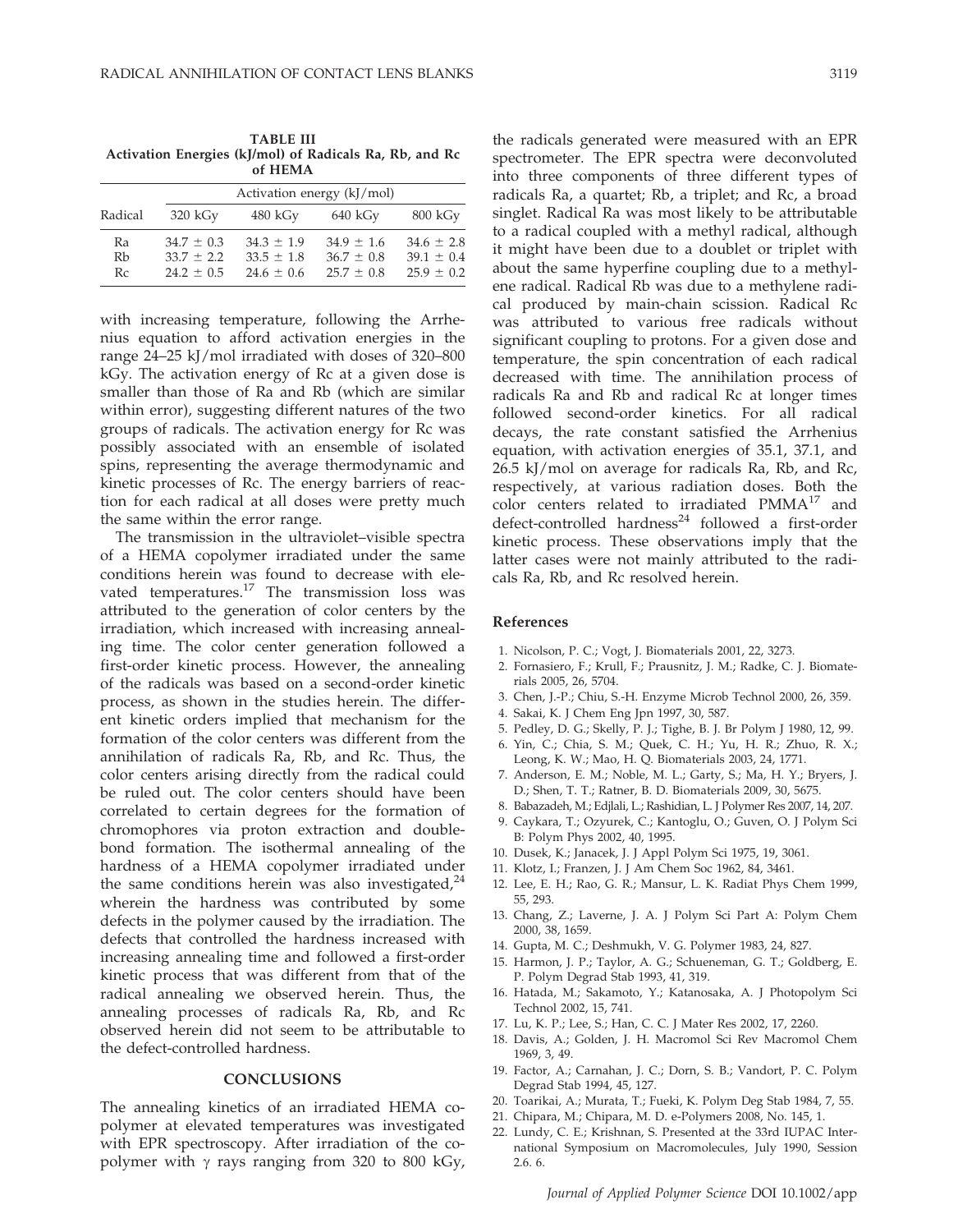**TABLE III**
**Activation Energies (kJ/mol) of Radicals Ra, Rb, and Rc of HEMA**

| Radical | Activation energy (kJ/mol) | | | |
|---|---|---|---|---|
| | 320 kGy | 480 kGy | 640 kGy | 800 kGy |
| Ra | $34.7 \pm 0.3$ | $34.3 \pm 1.9$ | $34.9 \pm 1.6$ | $34.6 \pm 2.8$ |
| Rb | $33.7 \pm 2.2$ | $33.5 \pm 1.8$ | $36.7 \pm 0.8$ | $39.1 \pm 0.4$ |
| Rc | $24.2 \pm 0.5$ | $24.6 \pm 0.6$ | $25.7 \pm 0.8$ | $25.9 \pm 0.2$ |

with increasing temperature, following the Arrhenius equation to afford activation energies in the range 24–25 kJ/mol irradiated with doses of 320–800 kGy. The activation energy of Rc at a given dose is smaller than those of Ra and Rb (which are similar within error), suggesting different natures of the two groups of radicals. The activation energy for Rc was possibly associated with an ensemble of isolated spins, representing the average thermodynamic and kinetic processes of Rc. The energy barriers of reaction for each radical at all doses were pretty much the same within the error range.

The transmission in the ultraviolet–visible spectra of a HEMA copolymer irradiated under the same conditions herein was found to decrease with elevated temperatures.[17] The transmission loss was attributed to the generation of color centers by the irradiation, which increased with increasing annealing time. The color center generation followed a first-order kinetic process. However, the annealing of the radicals was based on a second-order kinetic process, as shown in the studies herein. The different kinetic orders implied that mechanism for the formation of the color centers was different from the annihilation of radicals Ra, Rb, and Rc. Thus, the color centers arising directly from the radical could be ruled out. The color centers should have been correlated to certain degrees for the formation of chromophores via proton extraction and double-bond formation. The isothermal annealing of the hardness of a HEMA copolymer irradiated under the same conditions herein was also investigated,[24] wherein the hardness was contributed by some defects in the polymer caused by the irradiation. The defects that controlled the hardness increased with increasing annealing time and followed a first-order kinetic process that was different from that of the radical annealing we observed herein. Thus, the annealing processes of radicals Ra, Rb, and Rc observed herein did not seem to be attributable to the defect-controlled hardness.

## CONCLUSIONS

The annealing kinetics of an irradiated HEMA copolymer at elevated temperatures was investigated with EPR spectroscopy. After irradiation of the copolymer with $\gamma$ rays ranging from 320 to 800 kGy, the radicals generated were measured with an EPR spectrometer. The EPR spectra were deconvoluted into three components of three different types of radicals Ra, a quartet; Rb, a triplet; and Rc, a broad singlet. Radical Ra was most likely to be attributable to a radical coupled with a methyl radical, although it might have been due to a doublet or triplet with about the same hyperfine coupling due to a methylene radical. Radical Rb was due to a methylene radical produced by main-chain scission. Radical Rc was attributed to various free radicals without significant coupling to protons. For a given dose and temperature, the spin concentration of each radical decreased with time. The annihilation process of radicals Ra and Rb and radical Rc at longer times followed second-order kinetics. For all radical decays, the rate constant satisfied the Arrhenius equation, with activation energies of 35.1, 37.1, and 26.5 kJ/mol on average for radicals Ra, Rb, and Rc, respectively, at various radiation doses. Both the color centers related to irradiated PMMA[17] and defect-controlled hardness[24] followed a first-order kinetic process. These observations imply that the latter cases were not mainly attributed to the radicals Ra, Rb, and Rc resolved herein.

## References

1. Nicolson, P. C.; Vogt, J. Biomaterials 2001, 22, 3273.
2. Fornasiero, F.; Krull, F.; Prausnitz, J. M.; Radke, C. J. Biomaterials 2005, 26, 5704.
3. Chen, J.-P.; Chiu, S.-H. Enzyme Microb Technol 2000, 26, 359.
4. Sakai, K. J Chem Eng Jpn 1997, 30, 587.
5. Pedley, D. G.; Skelly, P. J.; Tighe, B. J. Br Polym J 1980, 12, 99.
6. Yin, C.; Chia, S. M.; Quek, C. H.; Yu, H. R.; Zhuo, R. X.; Leong, K. W.; Mao, H. Q. Biomaterials 2003, 24, 1771.
7. Anderson, E. M.; Noble, M. L.; Garty, S.; Ma, H. Y.; Bryers, J. D.; Shen, T. T.; Ratner, B. D. Biomaterials 2009, 30, 5675.
8. Babazadeh, M.; Edjlali, L.; Rashidian, L. J Polymer Res 2007, 14, 207.
9. Caykara, T.; Ozyurek, C.; Kantoglu, O.; Guven, O. J Polym Sci B: Polym Phys 2002, 40, 1995.
10. Dusek, K.; Janacek, J. J Appl Polym Sci 1975, 19, 3061.
11. Klotz, I.; Franzen, J. J Am Chem Soc 1962, 84, 3461.
12. Lee, E. H.; Rao, G. R.; Mansur, L. K. Radiat Phys Chem 1999, 55, 293.
13. Chang, Z.; Laverne, J. A. J Polym Sci Part A: Polym Chem 2000, 38, 1659.
14. Gupta, M. C.; Deshmukh, V. G. Polymer 1983, 24, 827.
15. Harmon, J. P.; Taylor, A. G.; Schueneman, G. T.; Goldberg, E. P. Polym Degrad Stab 1993, 41, 319.
16. Hatada, M.; Sakamoto, Y.; Katanosaka, A. J Photopolym Sci Technol 2002, 15, 741.
17. Lu, K. P.; Lee, S.; Han, C. C. J Mater Res 2002, 17, 2260.
18. Davis, A.; Golden, J. H. Macromol Sci Rev Macromol Chem 1969, 3, 49.
19. Factor, A.; Carnahan, J. C.; Dorn, S. B.; Vandort, P. C. Polym Degrad Stab 1994, 45, 127.
20. Toarikai, A.; Murata, T.; Fueki, K. Polym Deg Stab 1984, 7, 55.
21. Chipara, M.; Chipara, M. D. e-Polymers 2008, No. 145, 1.
22. Lundy, C. E.; Krishnan, S. Presented at the 33rd IUPAC International Symposium on Macromolecules, July 1990, Session 2.6. 6.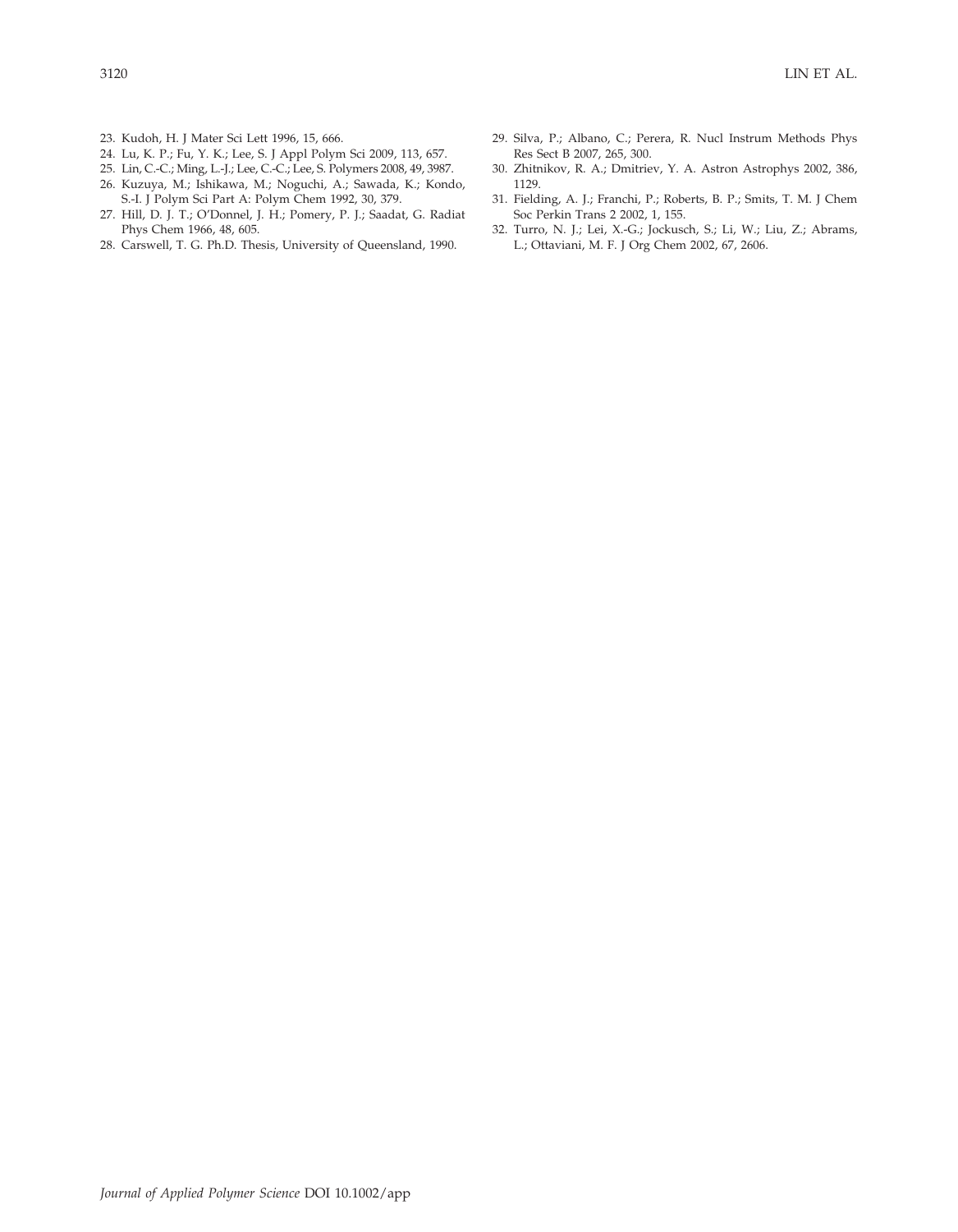23. Kudoh, H. J Mater Sci Lett 1996, 15, 666.
24. Lu, K. P.; Fu, Y. K.; Lee, S. J Appl Polym Sci 2009, 113, 657.
25. Lin, C.-C.; Ming, L.-J.; Lee, C.-C.; Lee, S. Polymers 2008, 49, 3987.
26. Kuzuya, M.; Ishikawa, M.; Noguchi, A.; Sawada, K.; Kondo, S.-I. J Polym Sci Part A: Polym Chem 1992, 30, 379.
27. Hill, D. J. T.; O'Donnel, J. H.; Pomery, P. J.; Saadat, G. Radiat Phys Chem 1966, 48, 605.
28. Carswell, T. G. Ph.D. Thesis, University of Queensland, 1990.
29. Silva, P.; Albano, C.; Perera, R. Nucl Instrum Methods Phys Res Sect B 2007, 265, 300.
30. Zhitnikov, R. A.; Dmitriev, Y. A. Astron Astrophys 2002, 386, 1129.
31. Fielding, A. J.; Franchi, P.; Roberts, B. P.; Smits, T. M. J Chem Soc Perkin Trans 2 2002, 1, 155.
32. Turro, N. J.; Lei, X.-G.; Jockusch, S.; Li, W.; Liu, Z.; Abrams, L.; Ottaviani, M. F. J Org Chem 2002, 67, 2606.